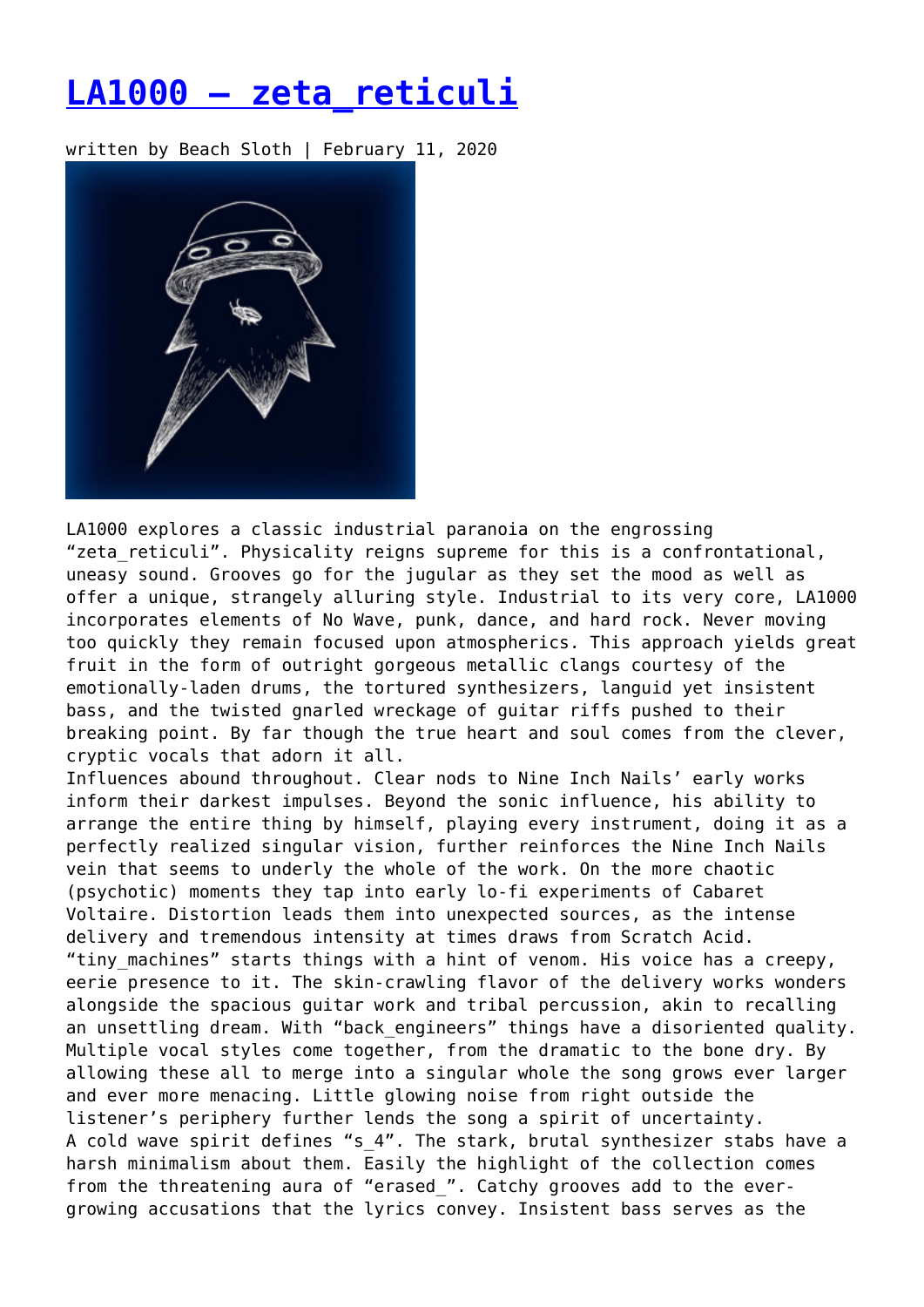# [LA1000 – zeta_reticuli]()

written by Beach Sloth | February 11, 2020

LA1000 explores a classic industrial paranoia on the engrossing "zeta_reticuli". Physicality reigns supreme for this is a confrontational, uneasy sound. Grooves go for the jugular as they set the mood as well as offer a unique, strangely alluring style. Industrial to its very core, LA1000 incorporates elements of No Wave, punk, dance, and hard rock. Never moving too quickly they remain focused upon atmospherics. This approach yields great fruit in the form of outright gorgeous metallic clangs courtesy of the emotionally-laden drums, the tortured synthesizers, languid yet insistent bass, and the twisted gnarled wreckage of guitar riffs pushed to their breaking point. By far though the true heart and soul comes from the clever, cryptic vocals that adorn it all.

Influences abound throughout. Clear nods to Nine Inch Nails' early works inform their darkest impulses. Beyond the sonic influence, his ability to arrange the entire thing by himself, playing every instrument, doing it as a perfectly realized singular vision, further reinforces the Nine Inch Nails vein that seems to underly the whole of the work. On the more chaotic (psychotic) moments they tap into early lo-fi experiments of Cabaret Voltaire. Distortion leads them into unexpected sources, as the intense delivery and tremendous intensity at times draws from Scratch Acid.

"tiny_machines" starts things with a hint of venom. His voice has a creepy, eerie presence to it. The skin-crawling flavor of the delivery works wonders alongside the spacious guitar work and tribal percussion, akin to recalling an unsettling dream. With "back_engineers" things have a disoriented quality. Multiple vocal styles come together, from the dramatic to the bone dry. By allowing these all to merge into a singular whole the song grows ever larger and ever more menacing. Little glowing noise from right outside the listener's periphery further lends the song a spirit of uncertainty.

A cold wave spirit defines "s_4". The stark, brutal synthesizer stabs have a harsh minimalism about them. Easily the highlight of the collection comes from the threatening aura of "erased_". Catchy grooves add to the ever-growing accusations that the lyrics convey. Insistent bass serves as the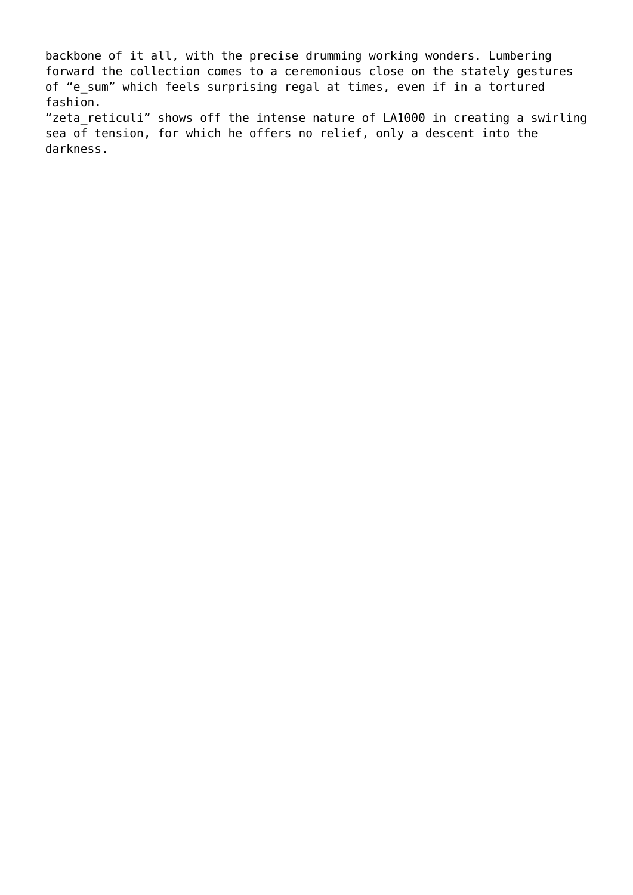backbone of it all, with the precise drumming working wonders. Lumbering forward the collection comes to a ceremonious close on the stately gestures of "e_sum" which feels surprising regal at times, even if in a tortured fashion.

"zeta_reticuli" shows off the intense nature of LA1000 in creating a swirling sea of tension, for which he offers no relief, only a descent into the darkness.